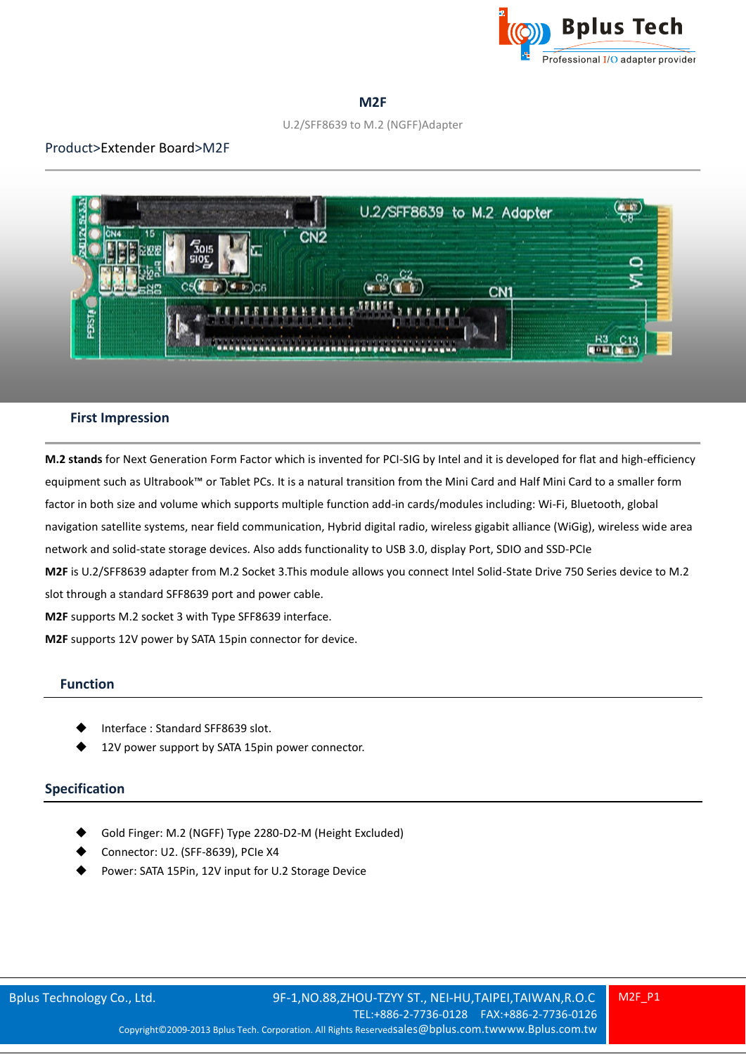# M2F

U.2/SFF8639 to M.2 (NGFF)Adapter

Product>Extender Board>M2F

## First Impression

**M.2 stands** for Next Generation Form Factor which is invented for PCI-SIG by Intel and it is developed for flat and high-efficiency equipment such as Ultrabook™ or Tablet PCs. It is a natural transition from the Mini Card and Half Mini Card to a smaller form factor in both size and volume which supports multiple function add-in cards/modules including: Wi-Fi, Bluetooth, global navigation satellite systems, near field communication, Hybrid digital radio, wireless gigabit alliance (WiGig), wireless wide area network and solid-state storage devices. Also adds functionality to USB 3.0, display Port, SDIO and SSD-PCIe

**M2F** is U.2/SFF8639 adapter from M.2 Socket 3.This module allows you connect Intel Solid-State Drive 750 Series device to M.2 slot through a standard SFF8639 port and power cable.

**M2F** supports M.2 socket 3 with Type SFF8639 interface.

**M2F** supports 12V power by SATA 15pin connector for device.

## Function

- Interface : Standard SFF8639 slot.
- 12V power support by SATA 15pin power connector.

## Specification

- Gold Finger: M.2 (NGFF) Type 2280-D2-M (Height Excluded)
- Connector: U2. (SFF-8639), PCIe X4
- Power: SATA 15Pin, 12V input for U.2 Storage Device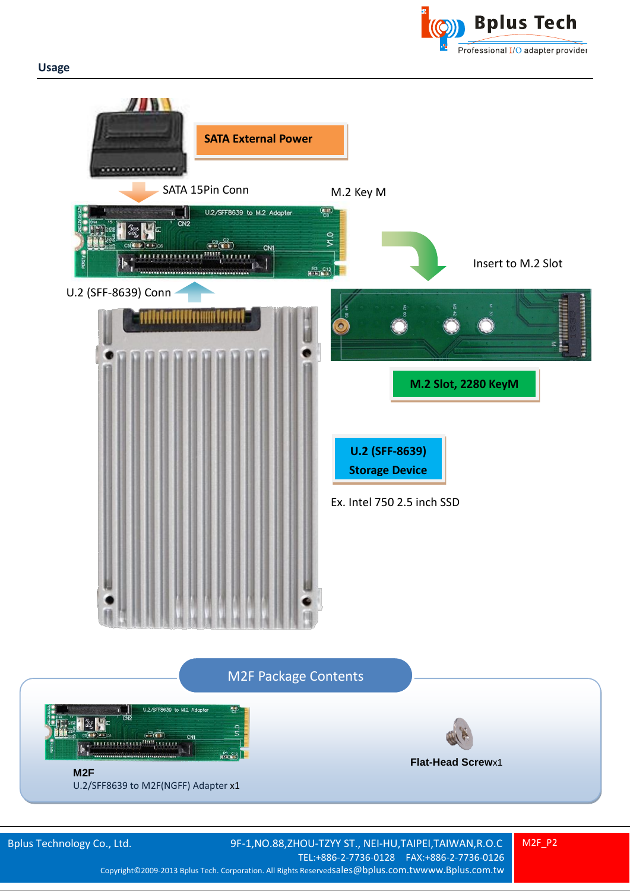## Usage

SATA External Power

SATA 15Pin Conn

M.2 Key M

Insert to M.2 Slot

U.2 (SFF-8639) Conn

M.2 Slot, 2280 KeyM

U.2 (SFF-8639) Storage Device

Ex. Intel 750 2.5 inch SSD

## M2F Package Contents

**M2F**
U.2/SFF8639 to M2F(NGFF) Adapter **x1**

**Flat-Head Screw**x1

Bplus Technology Co., Ltd. 9F-1,NO.88,ZHOU-TZYY ST., NEI-HU,TAIPEI,TAIWAN,R.O.C
TEL:+886-2-7736-0128 FAX:+886-2-7736-0126
Copyright©2009-2013 Bplus Tech. Corporation. All Rights Reserved sales@bplus.com.tw www.Bplus.com.tw